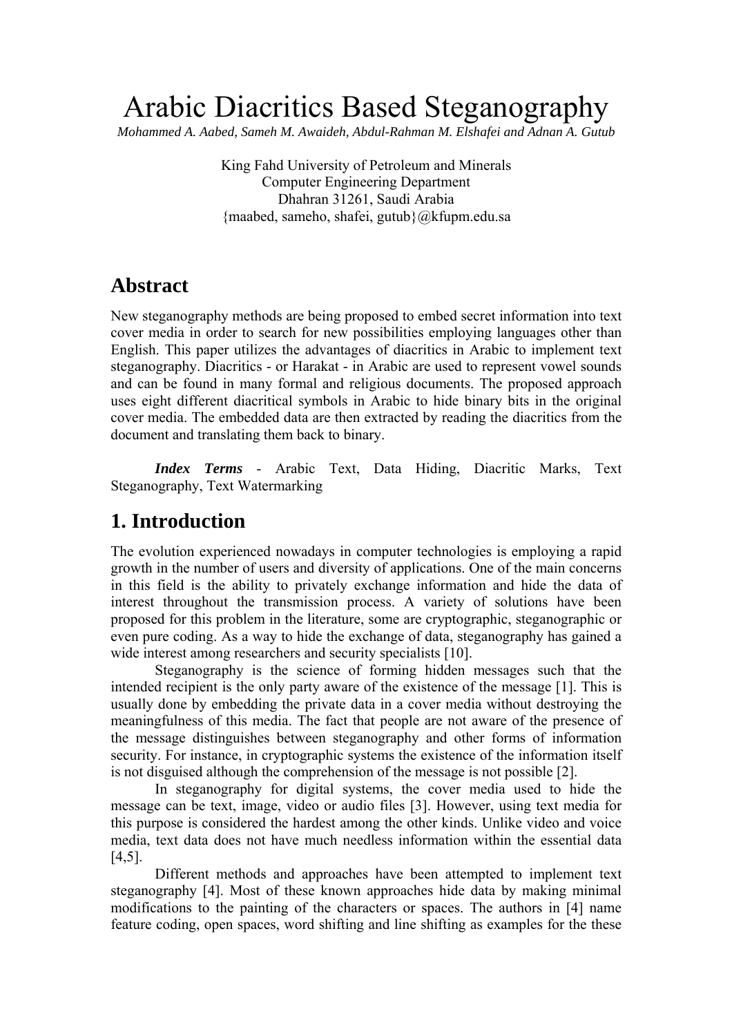# Arabic Diacritics Based Steganography

*Mohammed A. Aabed, Sameh M. Awaideh, Abdul-Rahman M. Elshafei and Adnan A. Gutub*

King Fahd University of Petroleum and Minerals
Computer Engineering Department
Dhahran 31261, Saudi Arabia
{maabed, sameho, shafei, gutub}@kfupm.edu.sa

## Abstract

New steganography methods are being proposed to embed secret information into text cover media in order to search for new possibilities employing languages other than English. This paper utilizes the advantages of diacritics in Arabic to implement text steganography. Diacritics - or Harakat - in Arabic are used to represent vowel sounds and can be found in many formal and religious documents. The proposed approach uses eight different diacritical symbols in Arabic to hide binary bits in the original cover media. The embedded data are then extracted by reading the diacritics from the document and translating them back to binary.

***Index Terms*** - Arabic Text, Data Hiding, Diacritic Marks, Text Steganography, Text Watermarking

## 1. Introduction

The evolution experienced nowadays in computer technologies is employing a rapid growth in the number of users and diversity of applications. One of the main concerns in this field is the ability to privately exchange information and hide the data of interest throughout the transmission process. A variety of solutions have been proposed for this problem in the literature, some are cryptographic, steganographic or even pure coding. As a way to hide the exchange of data, steganography has gained a wide interest among researchers and security specialists [10].

Steganography is the science of forming hidden messages such that the intended recipient is the only party aware of the existence of the message [1]. This is usually done by embedding the private data in a cover media without destroying the meaningfulness of this media. The fact that people are not aware of the presence of the message distinguishes between steganography and other forms of information security. For instance, in cryptographic systems the existence of the information itself is not disguised although the comprehension of the message is not possible [2].

In steganography for digital systems, the cover media used to hide the message can be text, image, video or audio files [3]. However, using text media for this purpose is considered the hardest among the other kinds. Unlike video and voice media, text data does not have much needless information within the essential data [4,5].

Different methods and approaches have been attempted to implement text steganography [4]. Most of these known approaches hide data by making minimal modifications to the painting of the characters or spaces. The authors in [4] name feature coding, open spaces, word shifting and line shifting as examples for the these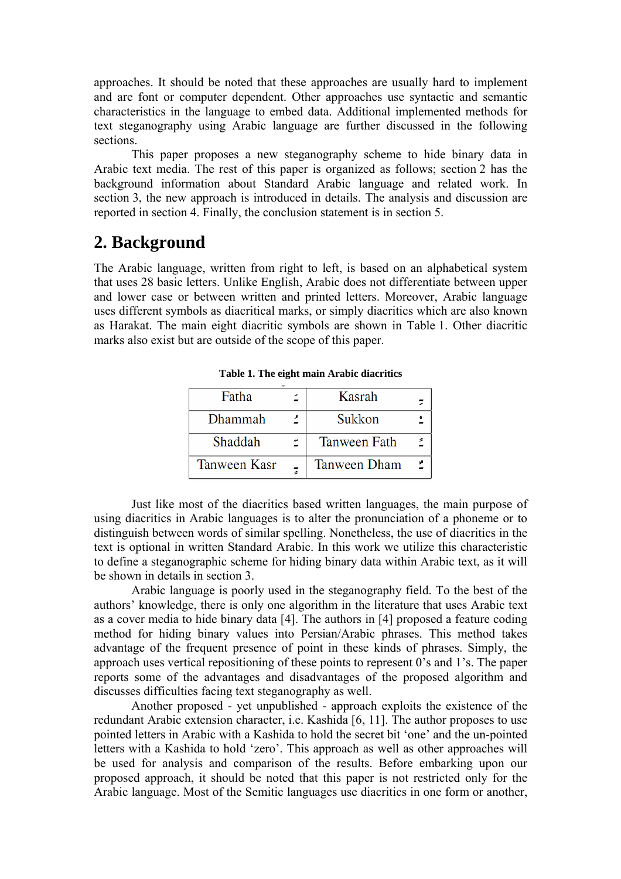approaches. It should be noted that these approaches are usually hard to implement and are font or computer dependent. Other approaches use syntactic and semantic characteristics in the language to embed data. Additional implemented methods for text steganography using Arabic language are further discussed in the following sections.

This paper proposes a new steganography scheme to hide binary data in Arabic text media. The rest of this paper is organized as follows; section 2 has the background information about Standard Arabic language and related work. In section 3, the new approach is introduced in details. The analysis and discussion are reported in section 4. Finally, the conclusion statement is in section 5.

## 2. Background

The Arabic language, written from right to left, is based on an alphabetical system that uses 28 basic letters. Unlike English, Arabic does not differentiate between upper and lower case or between written and printed letters. Moreover, Arabic language uses different symbols as diacritical marks, or simply diacritics which are also known as Harakat. The main eight diacritic symbols are shown in Table 1. Other diacritic marks also exist but are outside of the scope of this paper.

**Table 1. The eight main Arabic diacritics**

| Fatha | ـَ | Kasrah | ـِ |
|---|---|---|---|
| Dhammah | ـُ | Sukkon | ـْ |
| Shaddah | ـّ | Tanween Fath | ـً |
| Tanween Kasr | ـٍ | Tanween Dham | ـٌ |

Just like most of the diacritics based written languages, the main purpose of using diacritics in Arabic languages is to alter the pronunciation of a phoneme or to distinguish between words of similar spelling. Nonetheless, the use of diacritics in the text is optional in written Standard Arabic. In this work we utilize this characteristic to define a steganographic scheme for hiding binary data within Arabic text, as it will be shown in details in section 3.

Arabic language is poorly used in the steganography field. To the best of the authors' knowledge, there is only one algorithm in the literature that uses Arabic text as a cover media to hide binary data [4]. The authors in [4] proposed a feature coding method for hiding binary values into Persian/Arabic phrases. This method takes advantage of the frequent presence of point in these kinds of phrases. Simply, the approach uses vertical repositioning of these points to represent 0's and 1's. The paper reports some of the advantages and disadvantages of the proposed algorithm and discusses difficulties facing text steganography as well.

Another proposed - yet unpublished - approach exploits the existence of the redundant Arabic extension character, i.e. Kashida [6, 11]. The author proposes to use pointed letters in Arabic with a Kashida to hold the secret bit 'one' and the un-pointed letters with a Kashida to hold 'zero'. This approach as well as other approaches will be used for analysis and comparison of the results. Before embarking upon our proposed approach, it should be noted that this paper is not restricted only for the Arabic language. Most of the Semitic languages use diacritics in one form or another,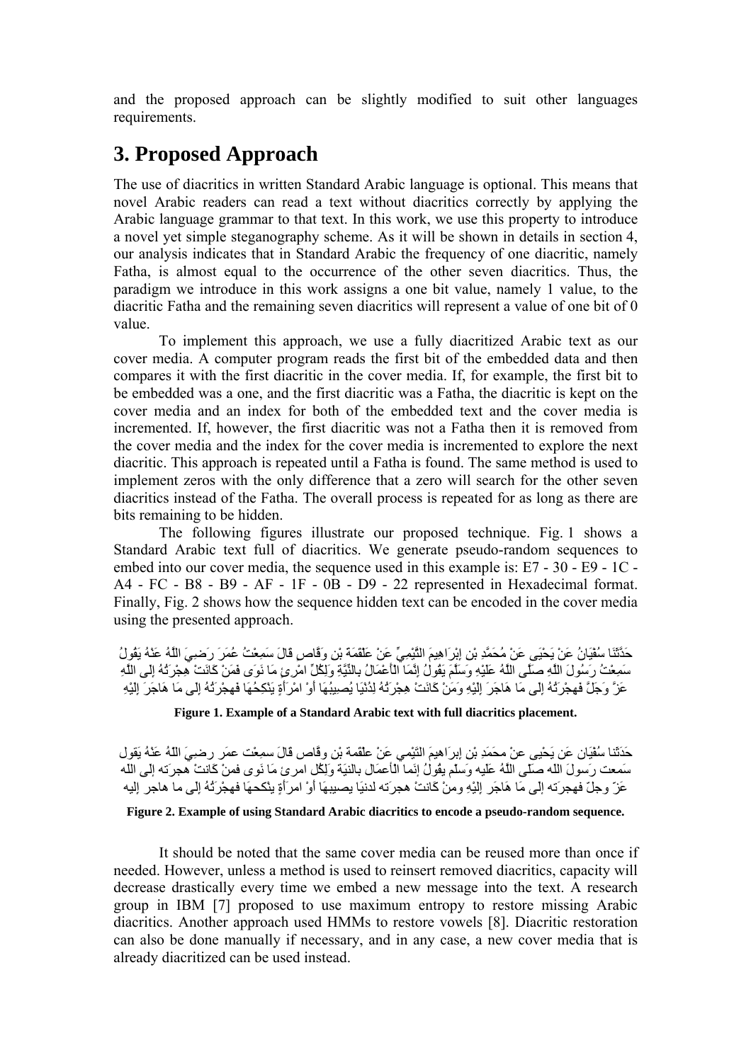and the proposed approach can be slightly modified to suit other languages requirements.

# 3. Proposed Approach

The use of diacritics in written Standard Arabic language is optional. This means that novel Arabic readers can read a text without diacritics correctly by applying the Arabic language grammar to that text. In this work, we use this property to introduce a novel yet simple steganography scheme. As it will be shown in details in section 4, our analysis indicates that in Standard Arabic the frequency of one diacritic, namely Fatha, is almost equal to the occurrence of the other seven diacritics. Thus, the paradigm we introduce in this work assigns a one bit value, namely 1 value, to the diacritic Fatha and the remaining seven diacritics will represent a value of one bit of 0 value.

To implement this approach, we use a fully diacritized Arabic text as our cover media. A computer program reads the first bit of the embedded data and then compares it with the first diacritic in the cover media. If, for example, the first bit to be embedded was a one, and the first diacritic was a Fatha, the diacritic is kept on the cover media and an index for both of the embedded text and the cover media is incremented. If, however, the first diacritic was not a Fatha then it is removed from the cover media and the index for the cover media is incremented to explore the next diacritic. This approach is repeated until a Fatha is found. The same method is used to implement zeros with the only difference that a zero will search for the other seven diacritics instead of the Fatha. The overall process is repeated for as long as there are bits remaining to be hidden.

The following figures illustrate our proposed technique. Fig. 1 shows a Standard Arabic text full of diacritics. We generate pseudo-random sequences to embed into our cover media, the sequence used in this example is: E7 - 30 - E9 - 1C - A4 - FC - B8 - B9 - AF - 1F - 0B - D9 - 22 represented in Hexadecimal format. Finally, Fig. 2 shows how the sequence hidden text can be encoded in the cover media using the presented approach.

حَدَّثَنَا سُفْيَانُ عَنْ يَحْيَى عَنْ مُحَمَّدِ بْنِ إِبْرَاهِيمَ التَّيْمِيِّ عَنْ عَلْقَمَةَ بْنِ وَقَّاصٍ قَالَ سَمِعْتُ عُمَرَ رَضِيَ اللَّهُ عَنْهُ يَقُولُ سَمِعْتُ رَسُولَ اللَّهِ صَلَّى اللَّهُ عَلَيْهِ وَسَلَّمَ يَقُولُ إِنَّمَا الْأَعْمَالُ بِالنِّيَّةِ وَلِكُلِّ امْرِئٍ مَا نَوَى فَمَنْ كَانَتْ هِجْرَتُهُ إِلَى اللَّهِ عَزَّ وَجَلَّ فَهِجْرَتُهُ إِلَى مَا هَاجَرَ إِلَيْهِ وَمَنْ كَانَتْ هِجْرَتُهُ لِدُنْيَا يُصِيبُهَا أَوْ امْرَأَةٍ يَنْكِحُهَا فَهِجْرَتُهُ إِلَى مَا هَاجَرَ إِلَيْهِ

**Figure 1. Example of a Standard Arabic text with full diacritics placement.**

حَدَثَنا سُفْيَان عَن يَحْيى عنْ محَمَدِ بْن إبرَاهِيمَ التَيْمِي عَنْ علقَمة بْن وقَاص قالَ سمِعْت عمَر رضِيَ اللهُ عَنْهُ يَقول سَمعت رَسولَ الله صَلّى اللهُ عَليه وَسلّم يقُولُ إنَما الأعمَال بالنيَة وَلِكُل امرئ مَا نَوى فمنْ كَانتْ هجرَته إلى الله عَزّ وجلّ فهجرَته إلى مَا هَاجَر إليْهِ ومنْ كَانتْ هجرَته لدنيَا يصيبهَا أوْ امرَأةٍ ينْكحهَا فهجْرَتُهُ إلى ما هاجر إليه

**Figure 2. Example of using Standard Arabic diacritics to encode a pseudo-random sequence.**

It should be noted that the same cover media can be reused more than once if needed. However, unless a method is used to reinsert removed diacritics, capacity will decrease drastically every time we embed a new message into the text. A research group in IBM [7] proposed to use maximum entropy to restore missing Arabic diacritics. Another approach used HMMs to restore vowels [8]. Diacritic restoration can also be done manually if necessary, and in any case, a new cover media that is already diacritized can be used instead.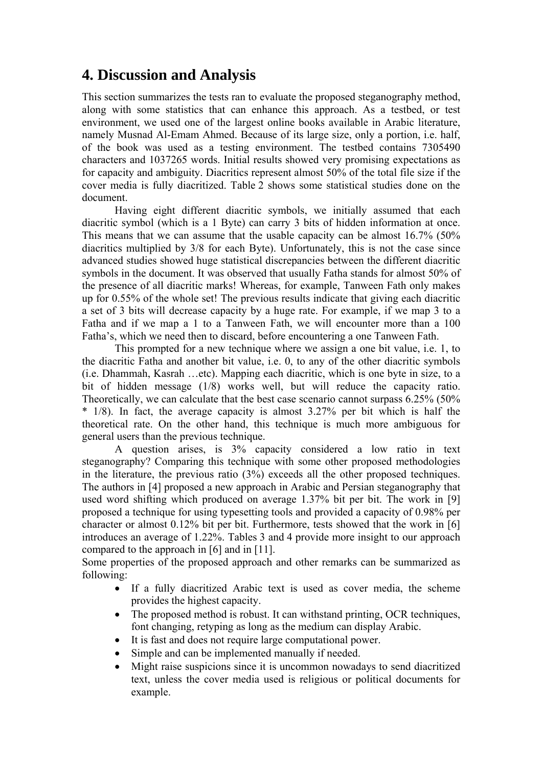# 4. Discussion and Analysis

This section summarizes the tests ran to evaluate the proposed steganography method, along with some statistics that can enhance this approach. As a testbed, or test environment, we used one of the largest online books available in Arabic literature, namely Musnad Al-Emam Ahmed. Because of its large size, only a portion, i.e. half, of the book was used as a testing environment. The testbed contains 7305490 characters and 1037265 words. Initial results showed very promising expectations as for capacity and ambiguity. Diacritics represent almost 50% of the total file size if the cover media is fully diacritized. Table 2 shows some statistical studies done on the document.

Having eight different diacritic symbols, we initially assumed that each diacritic symbol (which is a 1 Byte) can carry 3 bits of hidden information at once. This means that we can assume that the usable capacity can be almost 16.7% (50% diacritics multiplied by 3/8 for each Byte). Unfortunately, this is not the case since advanced studies showed huge statistical discrepancies between the different diacritic symbols in the document. It was observed that usually Fatha stands for almost 50% of the presence of all diacritic marks! Whereas, for example, Tanween Fath only makes up for 0.55% of the whole set! The previous results indicate that giving each diacritic a set of 3 bits will decrease capacity by a huge rate. For example, if we map 3 to a Fatha and if we map a 1 to a Tanween Fath, we will encounter more than a 100 Fatha's, which we need then to discard, before encountering a one Tanween Fath.

This prompted for a new technique where we assign a one bit value, i.e. 1, to the diacritic Fatha and another bit value, i.e. 0, to any of the other diacritic symbols (i.e. Dhammah, Kasrah …etc). Mapping each diacritic, which is one byte in size, to a bit of hidden message (1/8) works well, but will reduce the capacity ratio. Theoretically, we can calculate that the best case scenario cannot surpass 6.25% (50% * 1/8). In fact, the average capacity is almost 3.27% per bit which is half the theoretical rate. On the other hand, this technique is much more ambiguous for general users than the previous technique.

A question arises, is 3% capacity considered a low ratio in text steganography? Comparing this technique with some other proposed methodologies in the literature, the previous ratio (3%) exceeds all the other proposed techniques. The authors in [4] proposed a new approach in Arabic and Persian steganography that used word shifting which produced on average 1.37% bit per bit. The work in [9] proposed a technique for using typesetting tools and provided a capacity of 0.98% per character or almost 0.12% bit per bit. Furthermore, tests showed that the work in [6] introduces an average of 1.22%. Tables 3 and 4 provide more insight to our approach compared to the approach in [6] and in [11].

Some properties of the proposed approach and other remarks can be summarized as following:

- If a fully diacritized Arabic text is used as cover media, the scheme provides the highest capacity.
- The proposed method is robust. It can withstand printing, OCR techniques, font changing, retyping as long as the medium can display Arabic.
- It is fast and does not require large computational power.
- Simple and can be implemented manually if needed.
- Might raise suspicions since it is uncommon nowadays to send diacritized text, unless the cover media used is religious or political documents for example.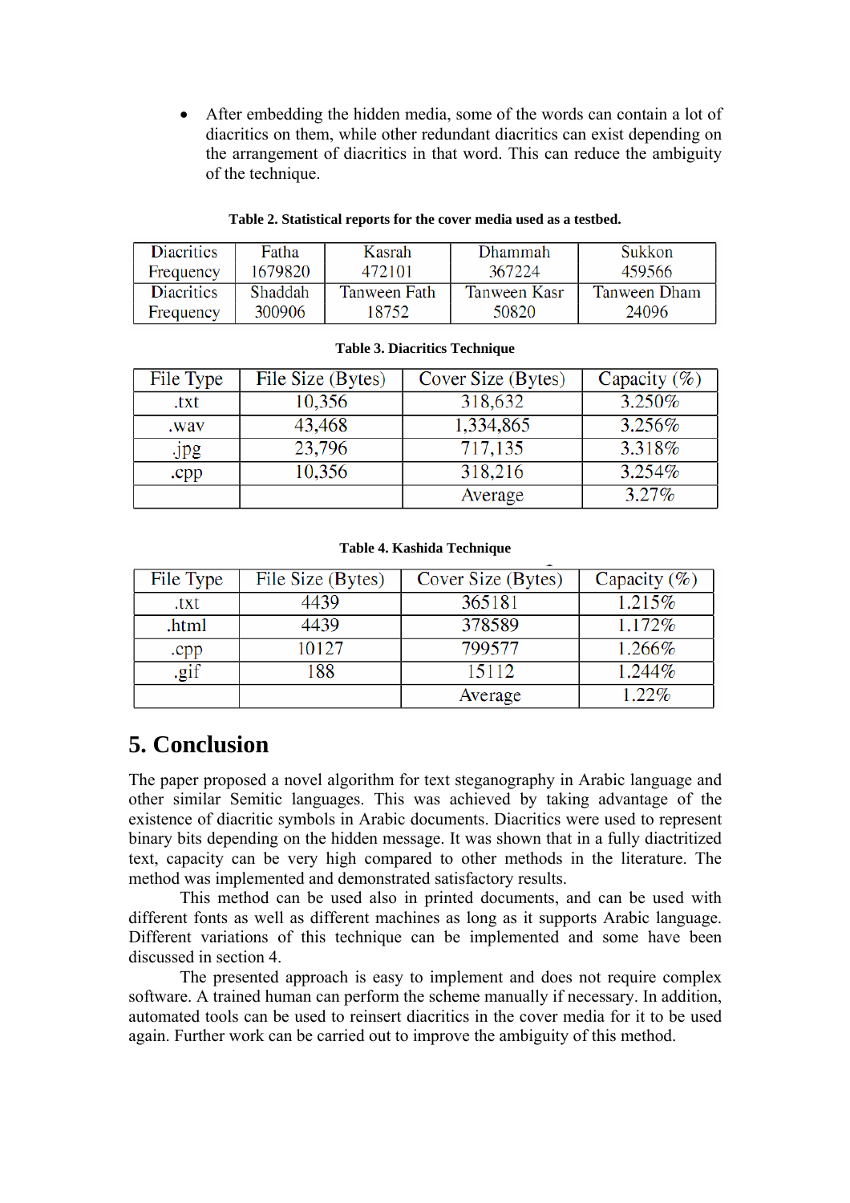- After embedding the hidden media, some of the words can contain a lot of diacritics on them, while other redundant diacritics can exist depending on the arrangement of diacritics in that word. This can reduce the ambiguity of the technique.

**Table 2. Statistical reports for the cover media used as a testbed.**

| Diacritics Frequency | Fatha 1679820 | Kasrah 472101 | Dhammah 367224 | Sukkon 459566 |
|---|---|---|---|---|
| Diacritics Frequency | Shaddah 300906 | Tanween Fath 18752 | Tanween Kasr 50820 | Tanween Dham 24096 |

**Table 3. Diacritics Technique**

| File Type | File Size (Bytes) | Cover Size (Bytes) | Capacity (%) |
|---|---|---|---|
| .txt | 10,356 | 318,632 | 3.250% |
| .wav | 43,468 | 1,334,865 | 3.256% |
| .jpg | 23,796 | 717,135 | 3.318% |
| .cpp | 10,356 | 318,216 | 3.254% |
| | | Average | 3.27% |

**Table 4. Kashida Technique**

| File Type | File Size (Bytes) | Cover Size (Bytes) | Capacity (%) |
|---|---|---|---|
| .txt | 4439 | 365181 | 1.215% |
| .html | 4439 | 378589 | 1.172% |
| .cpp | 10127 | 799577 | 1.266% |
| .gif | 188 | 15112 | 1.244% |
| | | Average | 1.22% |

# 5. Conclusion

The paper proposed a novel algorithm for text steganography in Arabic language and other similar Semitic languages. This was achieved by taking advantage of the existence of diacritic symbols in Arabic documents. Diacritics were used to represent binary bits depending on the hidden message. It was shown that in a fully diactritized text, capacity can be very high compared to other methods in the literature. The method was implemented and demonstrated satisfactory results.

This method can be used also in printed documents, and can be used with different fonts as well as different machines as long as it supports Arabic language. Different variations of this technique can be implemented and some have been discussed in section 4.

The presented approach is easy to implement and does not require complex software. A trained human can perform the scheme manually if necessary. In addition, automated tools can be used to reinsert diacritics in the cover media for it to be used again. Further work can be carried out to improve the ambiguity of this method.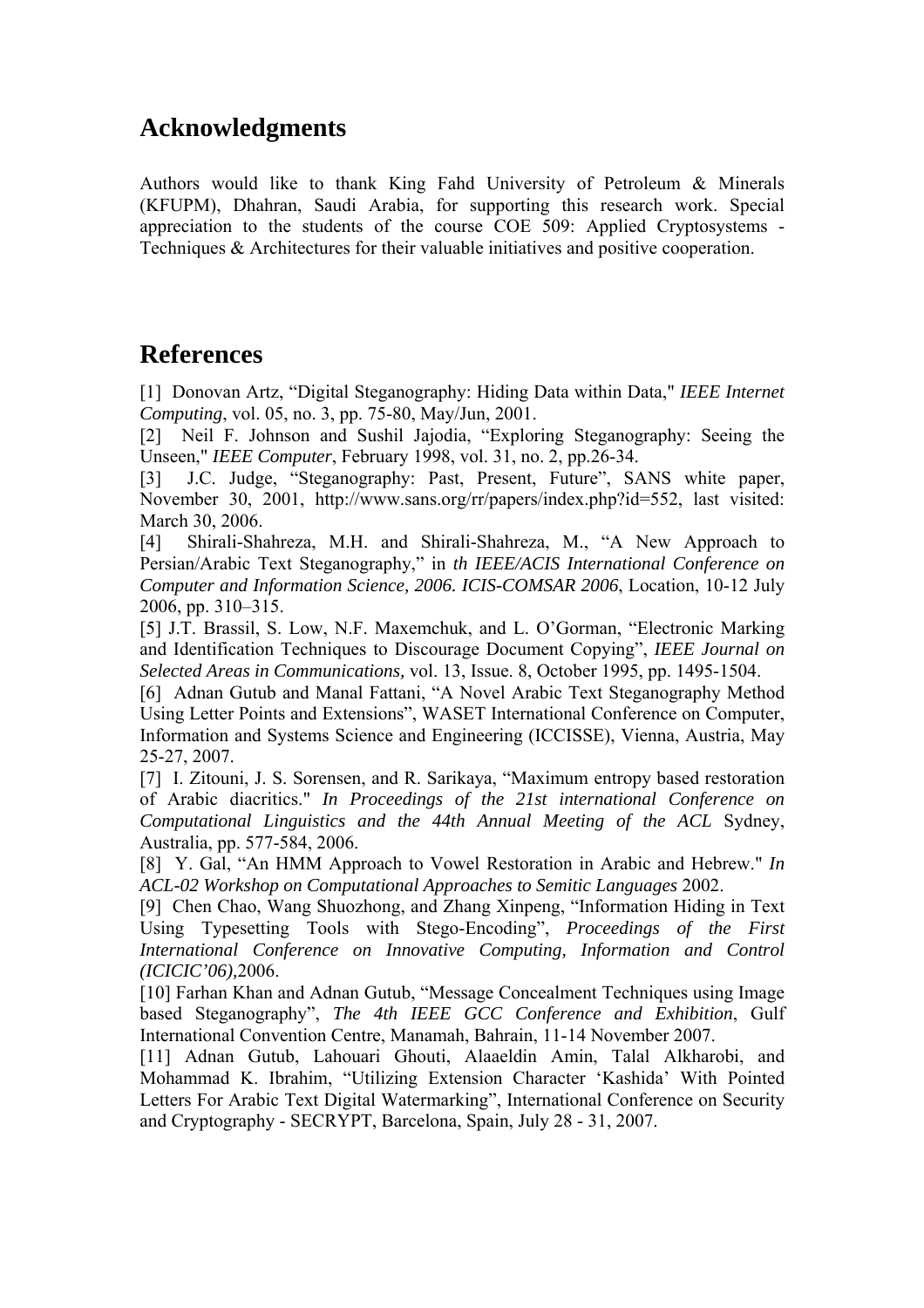## Acknowledgments

Authors would like to thank King Fahd University of Petroleum & Minerals (KFUPM), Dhahran, Saudi Arabia, for supporting this research work. Special appreciation to the students of the course COE 509: Applied Cryptosystems - Techniques & Architectures for their valuable initiatives and positive cooperation.

## References

[1] Donovan Artz, "Digital Steganography: Hiding Data within Data," *IEEE Internet Computing*, vol. 05, no. 3, pp. 75-80, May/Jun, 2001.

[2] Neil F. Johnson and Sushil Jajodia, "Exploring Steganography: Seeing the Unseen," *IEEE Computer*, February 1998, vol. 31, no. 2, pp.26-34.

[3] J.C. Judge, "Steganography: Past, Present, Future", SANS white paper, November 30, 2001, http://www.sans.org/rr/papers/index.php?id=552, last visited: March 30, 2006.

[4] Shirali-Shahreza, M.H. and Shirali-Shahreza, M., "A New Approach to Persian/Arabic Text Steganography," in *th IEEE/ACIS International Conference on Computer and Information Science, 2006. ICIS-COMSAR 2006*, Location, 10-12 July 2006, pp. 310–315.

[5] J.T. Brassil, S. Low, N.F. Maxemchuk, and L. O'Gorman, "Electronic Marking and Identification Techniques to Discourage Document Copying", *IEEE Journal on Selected Areas in Communications,* vol. 13, Issue. 8, October 1995, pp. 1495-1504.

[6] Adnan Gutub and Manal Fattani, "A Novel Arabic Text Steganography Method Using Letter Points and Extensions", WASET International Conference on Computer, Information and Systems Science and Engineering (ICCISSE), Vienna, Austria, May 25-27, 2007.

[7] I. Zitouni, J. S. Sorensen, and R. Sarikaya, "Maximum entropy based restoration of Arabic diacritics." *In Proceedings of the 21st international Conference on Computational Linguistics and the 44th Annual Meeting of the ACL* Sydney, Australia, pp. 577-584, 2006.

[8] Y. Gal, "An HMM Approach to Vowel Restoration in Arabic and Hebrew." *In ACL-02 Workshop on Computational Approaches to Semitic Languages* 2002.

[9] Chen Chao, Wang Shuozhong, and Zhang Xinpeng, "Information Hiding in Text Using Typesetting Tools with Stego-Encoding", *Proceedings of the First International Conference on Innovative Computing, Information and Control (ICICIC'06),*2006.

[10] Farhan Khan and Adnan Gutub, "Message Concealment Techniques using Image based Steganography", *The 4th IEEE GCC Conference and Exhibition*, Gulf International Convention Centre, Manamah, Bahrain, 11-14 November 2007.

[11] Adnan Gutub, Lahouari Ghouti, Alaaeldin Amin, Talal Alkharobi, and Mohammad K. Ibrahim, "Utilizing Extension Character 'Kashida' With Pointed Letters For Arabic Text Digital Watermarking", International Conference on Security and Cryptography - SECRYPT, Barcelona, Spain, July 28 - 31, 2007.